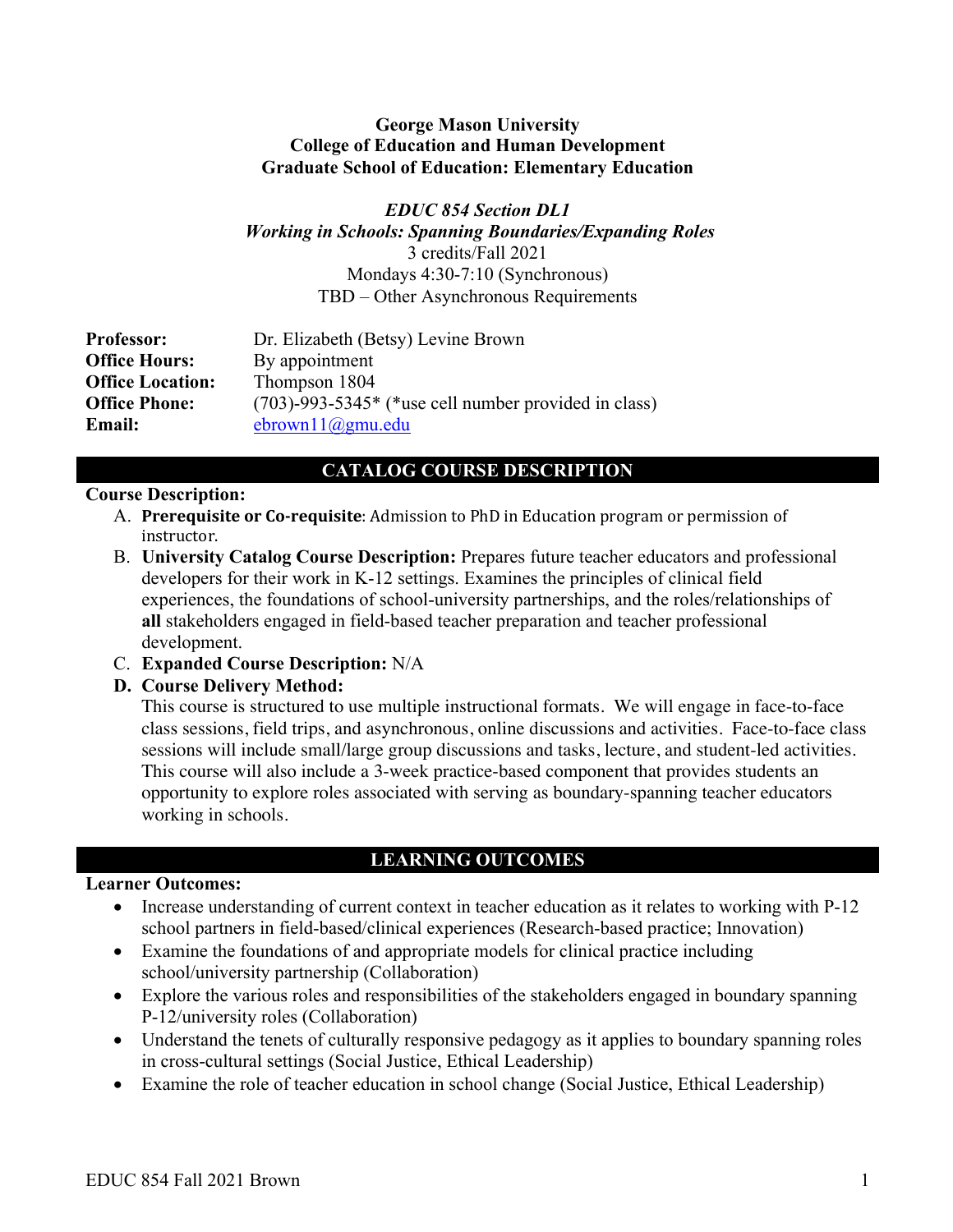**George Mason University**
**College of Education and Human Development**
**Graduate School of Education: Elementary Education**

*EDUC 854 Section DL1*
*Working in Schools: Spanning Boundaries/Expanding Roles*
3 credits/Fall 2021
Mondays 4:30-7:10 (Synchronous)
TBD – Other Asynchronous Requirements

| | |
|---|---|
| **Professor:** | Dr. Elizabeth (Betsy) Levine Brown |
| **Office Hours:** | By appointment |
| **Office Location:** | Thompson 1804 |
| **Office Phone:** | (703)-993-5345* (*use cell number provided in class) |
| **Email:** | ebrown11@gmu.edu |

## CATALOG COURSE DESCRIPTION

**Course Description:**

A. **Prerequisite or Co-requisite**: Admission to PhD in Education program or permission of instructor.
B. **University Catalog Course Description:** Prepares future teacher educators and professional developers for their work in K-12 settings. Examines the principles of clinical field experiences, the foundations of school-university partnerships, and the roles/relationships of **all** stakeholders engaged in field-based teacher preparation and teacher professional development.
C. **Expanded Course Description:** N/A
D. **Course Delivery Method:**
This course is structured to use multiple instructional formats. We will engage in face-to-face class sessions, field trips, and asynchronous, online discussions and activities. Face-to-face class sessions will include small/large group discussions and tasks, lecture, and student-led activities. This course will also include a 3-week practice-based component that provides students an opportunity to explore roles associated with serving as boundary-spanning teacher educators working in schools.

## LEARNING OUTCOMES

**Learner Outcomes:**

- Increase understanding of current context in teacher education as it relates to working with P-12 school partners in field-based/clinical experiences (Research-based practice; Innovation)
- Examine the foundations of and appropriate models for clinical practice including school/university partnership (Collaboration)
- Explore the various roles and responsibilities of the stakeholders engaged in boundary spanning P-12/university roles (Collaboration)
- Understand the tenets of culturally responsive pedagogy as it applies to boundary spanning roles in cross-cultural settings (Social Justice, Ethical Leadership)
- Examine the role of teacher education in school change (Social Justice, Ethical Leadership)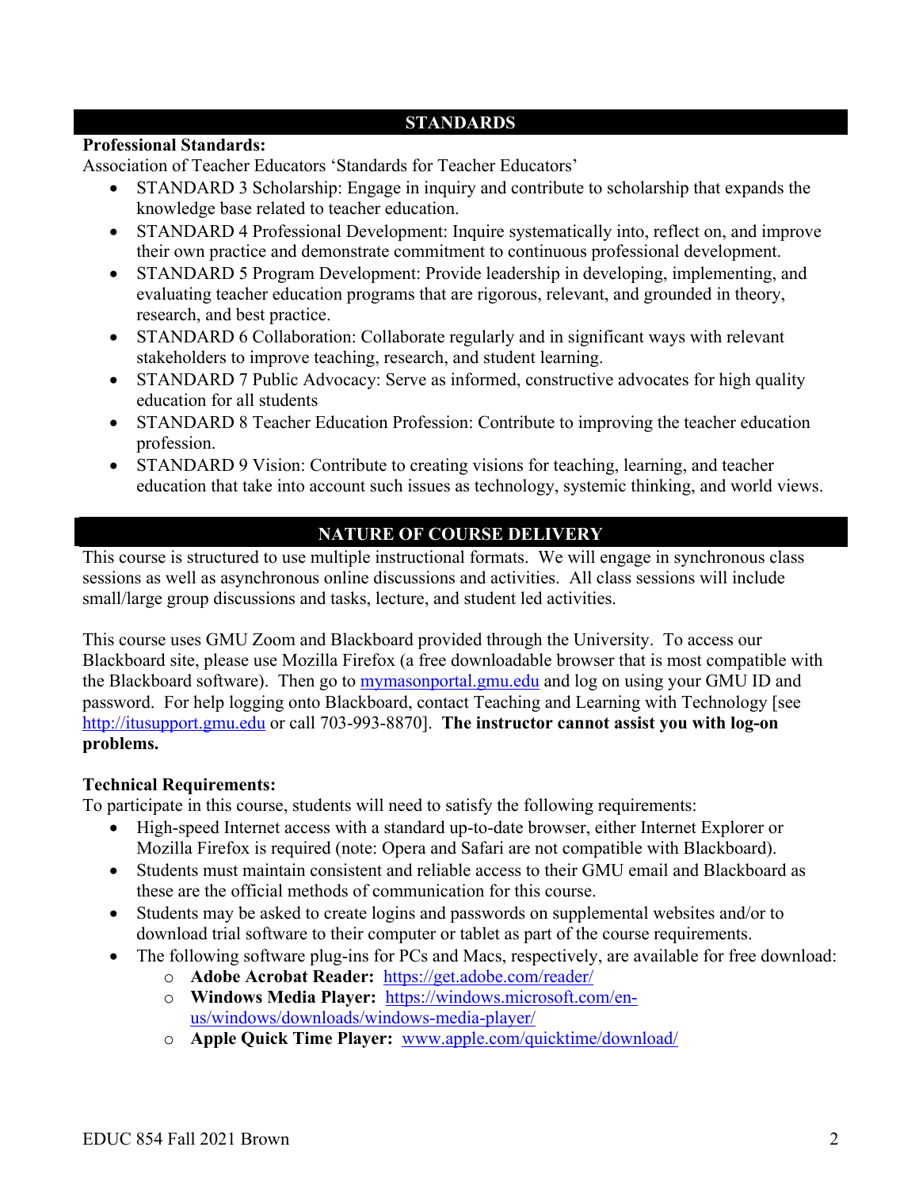## STANDARDS

**Professional Standards:**

Association of Teacher Educators 'Standards for Teacher Educators'

- STANDARD 3 Scholarship: Engage in inquiry and contribute to scholarship that expands the knowledge base related to teacher education.
- STANDARD 4 Professional Development: Inquire systematically into, reflect on, and improve their own practice and demonstrate commitment to continuous professional development.
- STANDARD 5 Program Development: Provide leadership in developing, implementing, and evaluating teacher education programs that are rigorous, relevant, and grounded in theory, research, and best practice.
- STANDARD 6 Collaboration: Collaborate regularly and in significant ways with relevant stakeholders to improve teaching, research, and student learning.
- STANDARD 7 Public Advocacy: Serve as informed, constructive advocates for high quality education for all students
- STANDARD 8 Teacher Education Profession: Contribute to improving the teacher education profession.
- STANDARD 9 Vision: Contribute to creating visions for teaching, learning, and teacher education that take into account such issues as technology, systemic thinking, and world views.

## NATURE OF COURSE DELIVERY

This course is structured to use multiple instructional formats. We will engage in synchronous class sessions as well as asynchronous online discussions and activities. All class sessions will include small/large group discussions and tasks, lecture, and student led activities.

This course uses GMU Zoom and Blackboard provided through the University. To access our Blackboard site, please use Mozilla Firefox (a free downloadable browser that is most compatible with the Blackboard software). Then go to mymasonportal.gmu.edu and log on using your GMU ID and password. For help logging onto Blackboard, contact Teaching and Learning with Technology [see http://itusupport.gmu.edu or call 703-993-8870]. **The instructor cannot assist you with log-on problems.**

**Technical Requirements:**

To participate in this course, students will need to satisfy the following requirements:

- High-speed Internet access with a standard up-to-date browser, either Internet Explorer or Mozilla Firefox is required (note: Opera and Safari are not compatible with Blackboard).
- Students must maintain consistent and reliable access to their GMU email and Blackboard as these are the official methods of communication for this course.
- Students may be asked to create logins and passwords on supplemental websites and/or to download trial software to their computer or tablet as part of the course requirements.
- The following software plug-ins for PCs and Macs, respectively, are available for free download:
    - **Adobe Acrobat Reader:** https://get.adobe.com/reader/
    - **Windows Media Player:** https://windows.microsoft.com/en-us/windows/downloads/windows-media-player/
    - **Apple Quick Time Player:** www.apple.com/quicktime/download/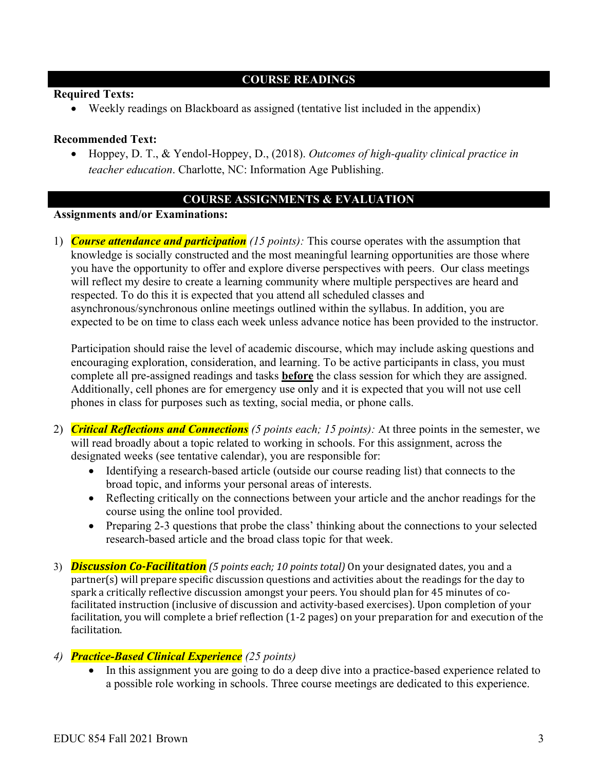## COURSE READINGS

**Required Texts:**

- Weekly readings on Blackboard as assigned (tentative list included in the appendix)

**Recommended Text:**

- Hoppey, D. T., & Yendol-Hoppey, D., (2018). *Outcomes of high-quality clinical practice in teacher education*. Charlotte, NC: Information Age Publishing.

## COURSE ASSIGNMENTS & EVALUATION

**Assignments and/or Examinations:**

1) ***Course attendance and participation*** *(15 points):* This course operates with the assumption that knowledge is socially constructed and the most meaningful learning opportunities are those where you have the opportunity to offer and explore diverse perspectives with peers. Our class meetings will reflect my desire to create a learning community where multiple perspectives are heard and respected. To do this it is expected that you attend all scheduled classes and asynchronous/synchronous online meetings outlined within the syllabus. In addition, you are expected to be on time to class each week unless advance notice has been provided to the instructor.

   Participation should raise the level of academic discourse, which may include asking questions and encouraging exploration, consideration, and learning. To be active participants in class, you must complete all pre-assigned readings and tasks **before** the class session for which they are assigned. Additionally, cell phones are for emergency use only and it is expected that you will not use cell phones in class for purposes such as texting, social media, or phone calls.

2) ***Critical Reflections and Connections*** *(5 points each; 15 points):* At three points in the semester, we will read broadly about a topic related to working in schools. For this assignment, across the designated weeks (see tentative calendar), you are responsible for:
   - Identifying a research-based article (outside our course reading list) that connects to the broad topic, and informs your personal areas of interests.
   - Reflecting critically on the connections between your article and the anchor readings for the course using the online tool provided.
   - Preparing 2-3 questions that probe the class' thinking about the connections to your selected research-based article and the broad class topic for that week.

3) ***Discussion Co-Facilitation*** *(5 points each; 10 points total)* On your designated dates, you and a partner(s) will prepare specific discussion questions and activities about the readings for the day to spark a critically reflective discussion amongst your peers. You should plan for 45 minutes of co-facilitated instruction (inclusive of discussion and activity-based exercises). Upon completion of your facilitation, you will complete a brief reflection (1-2 pages) on your preparation for and execution of the facilitation.

4) ***Practice-Based Clinical Experience*** *(25 points)*
   - In this assignment you are going to do a deep dive into a practice-based experience related to a possible role working in schools. Three course meetings are dedicated to this experience.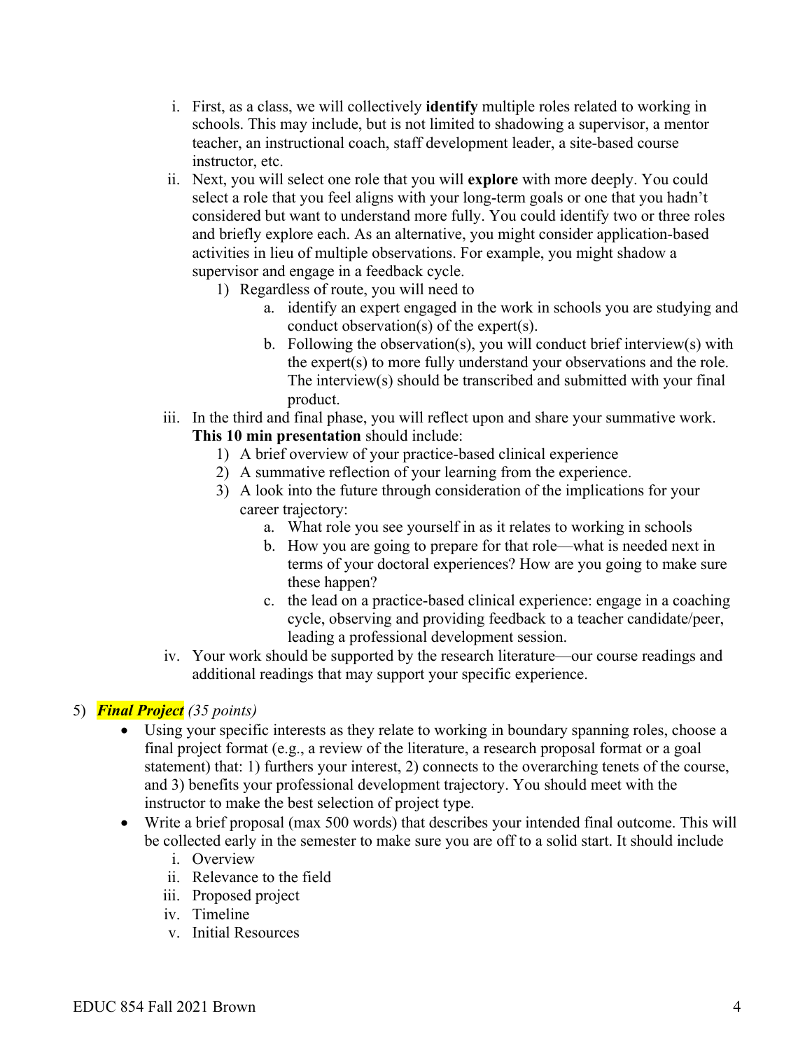i. First, as a class, we will collectively **identify** multiple roles related to working in schools. This may include, but is not limited to shadowing a supervisor, a mentor teacher, an instructional coach, staff development leader, a site-based course instructor, etc.

ii. Next, you will select one role that you will **explore** with more deeply. You could select a role that you feel aligns with your long-term goals or one that you hadn't considered but want to understand more fully. You could identify two or three roles and briefly explore each. As an alternative, you might consider application-based activities in lieu of multiple observations. For example, you might shadow a supervisor and engage in a feedback cycle.

   1) Regardless of route, you will need to

      a. identify an expert engaged in the work in schools you are studying and conduct observation(s) of the expert(s).

      b. Following the observation(s), you will conduct brief interview(s) with the expert(s) to more fully understand your observations and the role. The interview(s) should be transcribed and submitted with your final product.

iii. In the third and final phase, you will reflect upon and share your summative work. **This 10 min presentation** should include:

   1) A brief overview of your practice-based clinical experience

   2) A summative reflection of your learning from the experience.

   3) A look into the future through consideration of the implications for your career trajectory:

      a. What role you see yourself in as it relates to working in schools

      b. How you are going to prepare for that role—what is needed next in terms of your doctoral experiences? How are you going to make sure these happen?

      c. the lead on a practice-based clinical experience: engage in a coaching cycle, observing and providing feedback to a teacher candidate/peer, leading a professional development session.

iv. Your work should be supported by the research literature—our course readings and additional readings that may support your specific experience.

5) ***Final Project*** *(35 points)*

- Using your specific interests as they relate to working in boundary spanning roles, choose a final project format (e.g., a review of the literature, a research proposal format or a goal statement) that: 1) furthers your interest, 2) connects to the overarching tenets of the course, and 3) benefits your professional development trajectory. You should meet with the instructor to make the best selection of project type.
- Write a brief proposal (max 500 words) that describes your intended final outcome. This will be collected early in the semester to make sure you are off to a solid start. It should include
   i. Overview
   ii. Relevance to the field
   iii. Proposed project
   iv. Timeline
   v. Initial Resources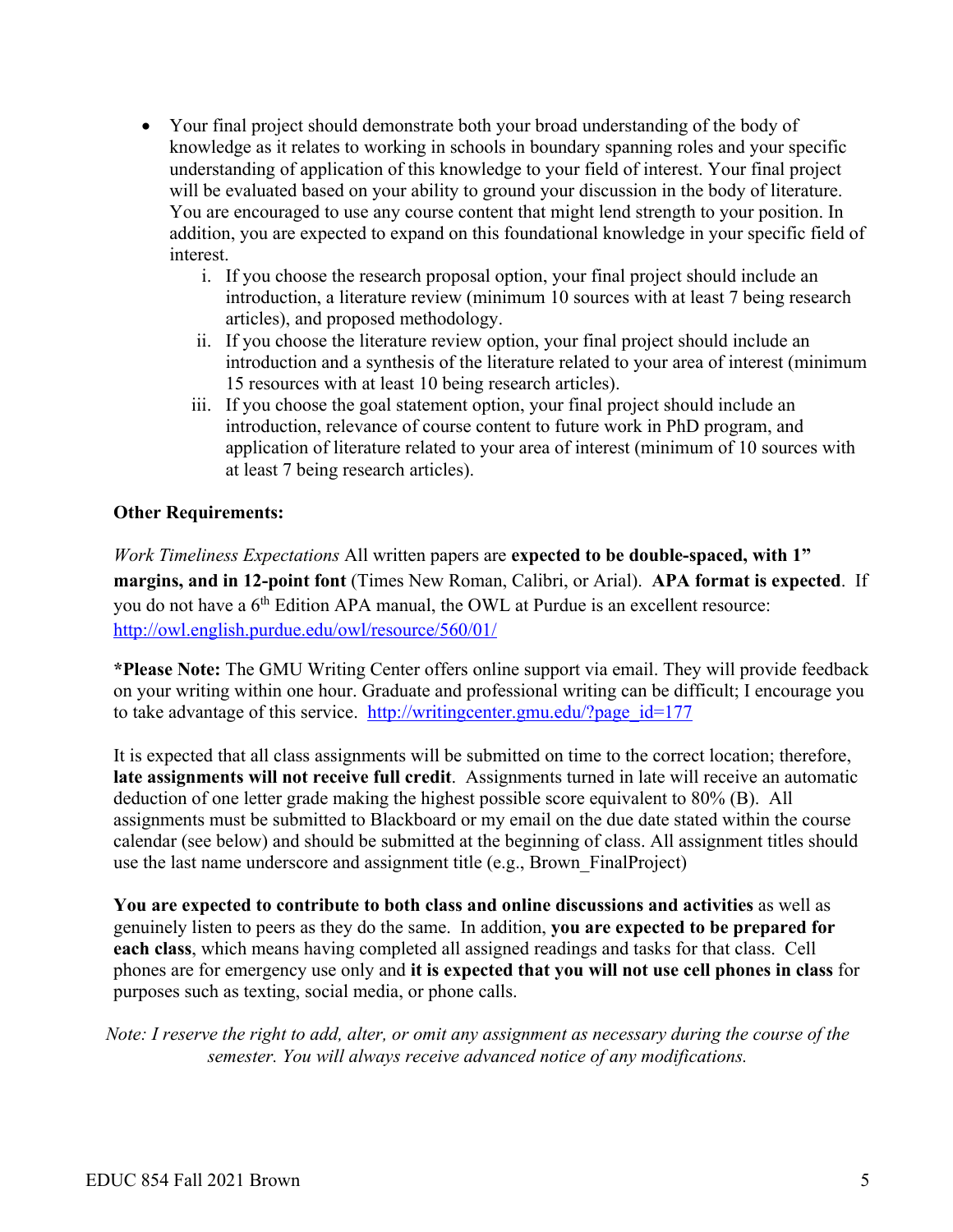- Your final project should demonstrate both your broad understanding of the body of knowledge as it relates to working in schools in boundary spanning roles and your specific understanding of application of this knowledge to your field of interest. Your final project will be evaluated based on your ability to ground your discussion in the body of literature. You are encouraged to use any course content that might lend strength to your position. In addition, you are expected to expand on this foundational knowledge in your specific field of interest.
    i. If you choose the research proposal option, your final project should include an introduction, a literature review (minimum 10 sources with at least 7 being research articles), and proposed methodology.
    ii. If you choose the literature review option, your final project should include an introduction and a synthesis of the literature related to your area of interest (minimum 15 resources with at least 10 being research articles).
    iii. If you choose the goal statement option, your final project should include an introduction, relevance of course content to future work in PhD program, and application of literature related to your area of interest (minimum of 10 sources with at least 7 being research articles).

**Other Requirements:**

*Work Timeliness Expectations* All written papers are **expected to be double-spaced, with 1" margins, and in 12-point font** (Times New Roman, Calibri, or Arial). **APA format is expected**. If you do not have a 6th Edition APA manual, the OWL at Purdue is an excellent resource: http://owl.english.purdue.edu/owl/resource/560/01/

***Please Note:** The GMU Writing Center offers online support via email. They will provide feedback on your writing within one hour. Graduate and professional writing can be difficult; I encourage you to take advantage of this service. http://writingcenter.gmu.edu/?page_id=177

It is expected that all class assignments will be submitted on time to the correct location; therefore, **late assignments will not receive full credit**. Assignments turned in late will receive an automatic deduction of one letter grade making the highest possible score equivalent to 80% (B). All assignments must be submitted to Blackboard or my email on the due date stated within the course calendar (see below) and should be submitted at the beginning of class. All assignment titles should use the last name underscore and assignment title (e.g., Brown_FinalProject)

**You are expected to contribute to both class and online discussions and activities** as well as genuinely listen to peers as they do the same. In addition, **you are expected to be prepared for each class**, which means having completed all assigned readings and tasks for that class. Cell phones are for emergency use only and **it is expected that you will not use cell phones in class** for purposes such as texting, social media, or phone calls.

*Note: I reserve the right to add, alter, or omit any assignment as necessary during the course of the semester. You will always receive advanced notice of any modifications.*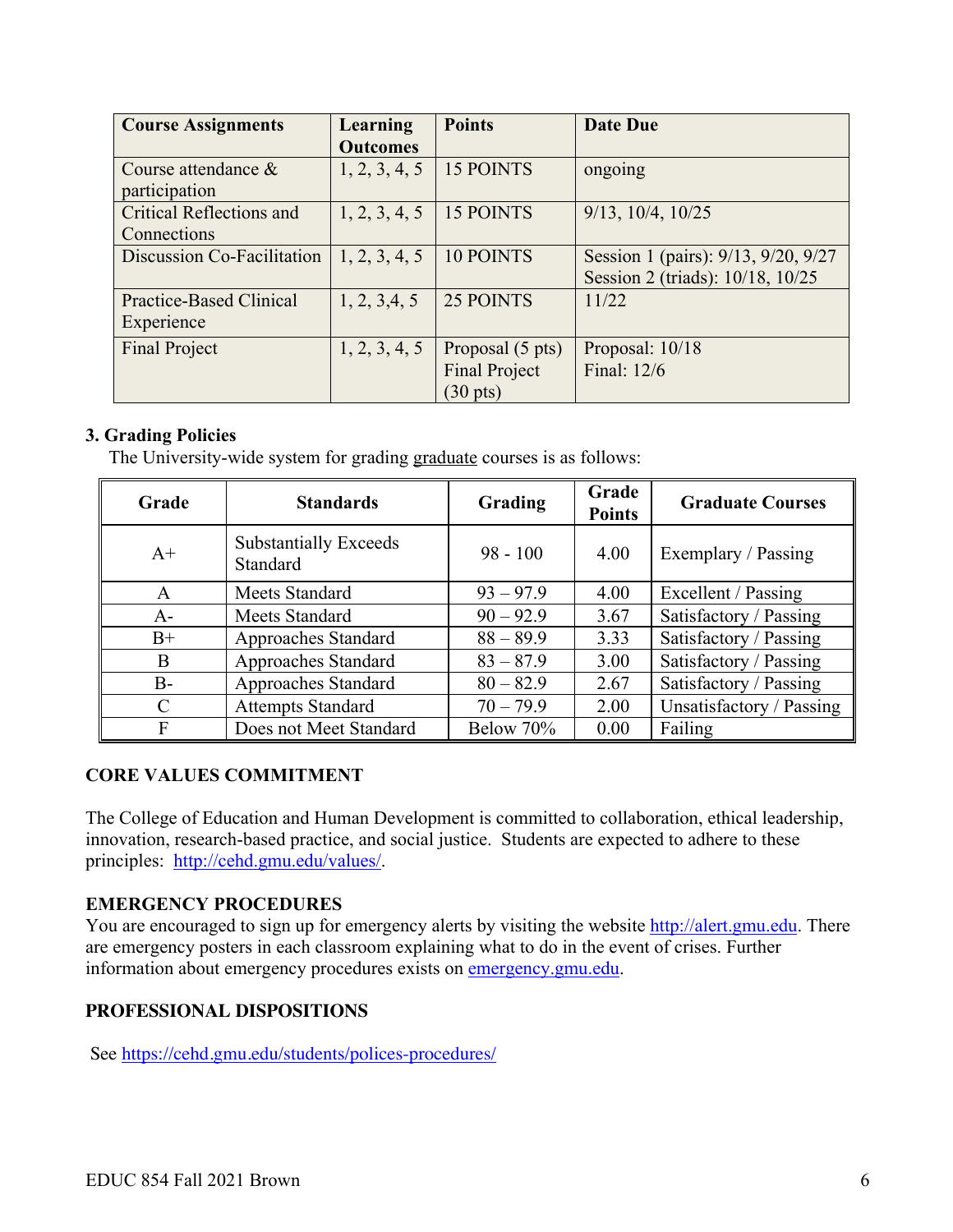| Course Assignments | Learning Outcomes | Points | Date Due |
|---|---|---|---|
| Course attendance & participation | 1, 2, 3, 4, 5 | 15 POINTS | ongoing |
| Critical Reflections and Connections | 1, 2, 3, 4, 5 | 15 POINTS | 9/13, 10/4, 10/25 |
| Discussion Co-Facilitation | 1, 2, 3, 4, 5 | 10 POINTS | Session 1 (pairs): 9/13, 9/20, 9/27<br>Session 2 (triads): 10/18, 10/25 |
| Practice-Based Clinical Experience | 1, 2, 3,4, 5 | 25 POINTS | 11/22 |
| Final Project | 1, 2, 3, 4, 5 | Proposal (5 pts)<br>Final Project (30 pts) | Proposal: 10/18<br>Final: 12/6 |

**3. Grading Policies**

The University-wide system for grading graduate courses is as follows:

| Grade | Standards | Grading | Grade Points | Graduate Courses |
|---|---|---|---|---|
| A+ | Substantially Exceeds Standard | 98 - 100 | 4.00 | Exemplary / Passing |
| A | Meets Standard | 93 – 97.9 | 4.00 | Excellent / Passing |
| A- | Meets Standard | 90 – 92.9 | 3.67 | Satisfactory / Passing |
| B+ | Approaches Standard | 88 – 89.9 | 3.33 | Satisfactory / Passing |
| B | Approaches Standard | 83 – 87.9 | 3.00 | Satisfactory / Passing |
| B- | Approaches Standard | 80 – 82.9 | 2.67 | Satisfactory / Passing |
| C | Attempts Standard | 70 – 79.9 | 2.00 | Unsatisfactory / Passing |
| F | Does not Meet Standard | Below 70% | 0.00 | Failing |

## CORE VALUES COMMITMENT

The College of Education and Human Development is committed to collaboration, ethical leadership, innovation, research-based practice, and social justice. Students are expected to adhere to these principles: http://cehd.gmu.edu/values/.

## EMERGENCY PROCEDURES

You are encouraged to sign up for emergency alerts by visiting the website http://alert.gmu.edu. There are emergency posters in each classroom explaining what to do in the event of crises. Further information about emergency procedures exists on emergency.gmu.edu.

## PROFESSIONAL DISPOSITIONS

See https://cehd.gmu.edu/students/polices-procedures/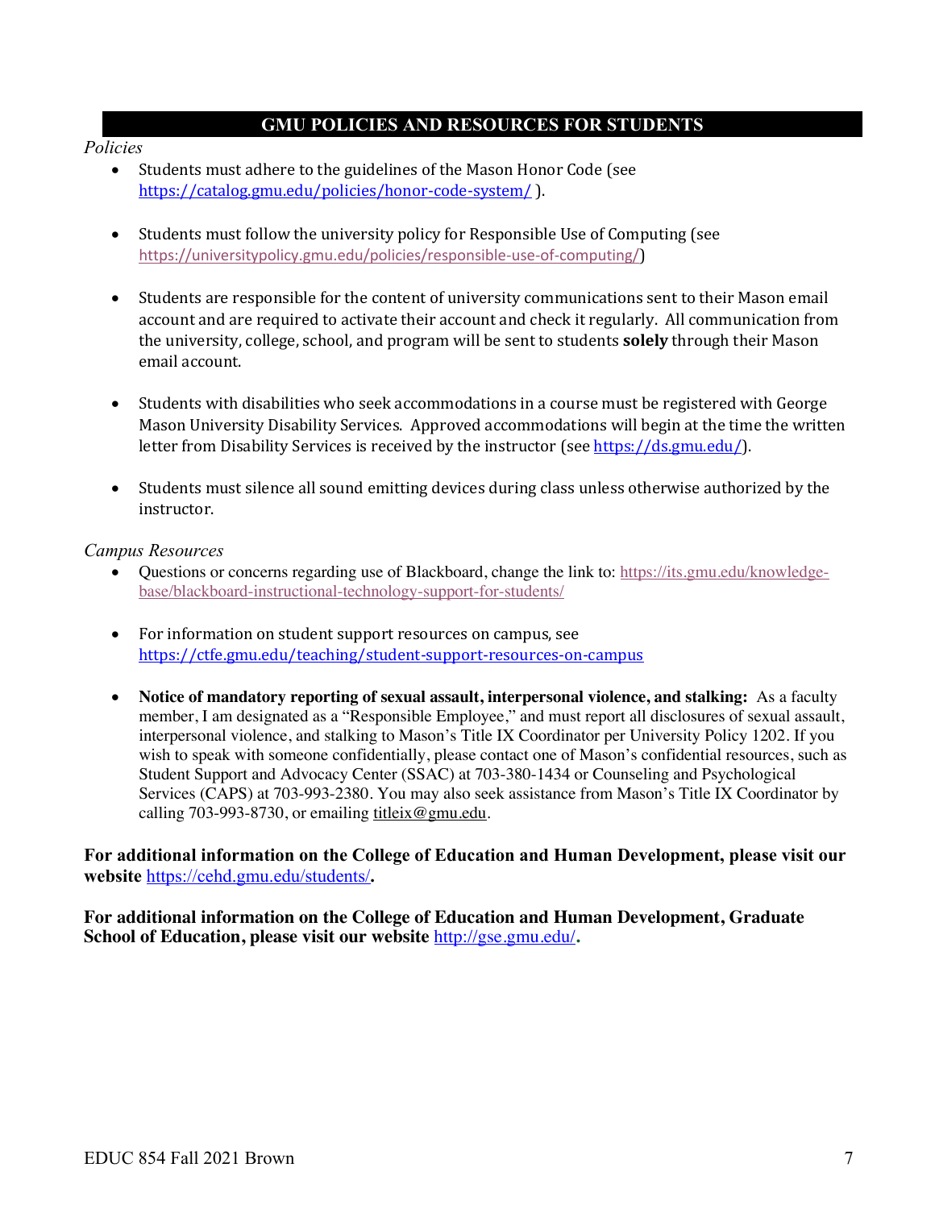## GMU POLICIES AND RESOURCES FOR STUDENTS

*Policies*

- Students must adhere to the guidelines of the Mason Honor Code (see https://catalog.gmu.edu/policies/honor-code-system/ ).

- Students must follow the university policy for Responsible Use of Computing (see https://universitypolicy.gmu.edu/policies/responsible-use-of-computing/)

- Students are responsible for the content of university communications sent to their Mason email account and are required to activate their account and check it regularly. All communication from the university, college, school, and program will be sent to students **solely** through their Mason email account.

- Students with disabilities who seek accommodations in a course must be registered with George Mason University Disability Services. Approved accommodations will begin at the time the written letter from Disability Services is received by the instructor (see https://ds.gmu.edu/).

- Students must silence all sound emitting devices during class unless otherwise authorized by the instructor.

*Campus Resources*

- Questions or concerns regarding use of Blackboard, change the link to: https://its.gmu.edu/knowledge-base/blackboard-instructional-technology-support-for-students/

- For information on student support resources on campus, see https://ctfe.gmu.edu/teaching/student-support-resources-on-campus

- **Notice of mandatory reporting of sexual assault, interpersonal violence, and stalking:** As a faculty member, I am designated as a "Responsible Employee," and must report all disclosures of sexual assault, interpersonal violence, and stalking to Mason's Title IX Coordinator per University Policy 1202. If you wish to speak with someone confidentially, please contact one of Mason's confidential resources, such as Student Support and Advocacy Center (SSAC) at 703-380-1434 or Counseling and Psychological Services (CAPS) at 703-993-2380. You may also seek assistance from Mason's Title IX Coordinator by calling 703-993-8730, or emailing titleix@gmu.edu.

**For additional information on the College of Education and Human Development, please visit our website** https://cehd.gmu.edu/students/**.**

**For additional information on the College of Education and Human Development, Graduate School of Education, please visit our website** http://gse.gmu.edu/**.**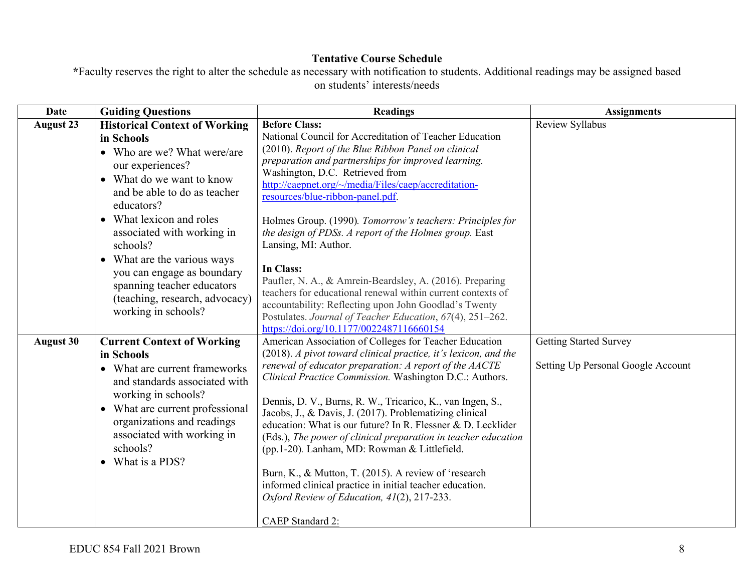**Tentative Course Schedule**

***Faculty reserves the right to alter the schedule as necessary with notification to students. Additional readings may be assigned based on students' interests/needs**

| Date | Guiding Questions | Readings | Assignments |
|---|---|---|---|
| **August 23** | **Historical Context of Working in Schools**<br>• Who are we? What were/are our experiences?<br>• What do we want to know and be able to do as teacher educators?<br>• What lexicon and roles associated with working in schools?<br>• What are the various ways you can engage as boundary spanning teacher educators (teaching, research, advocacy) working in schools? | **Before Class:**<br>National Council for Accreditation of Teacher Education (2010). *Report of the Blue Ribbon Panel on clinical preparation and partnerships for improved learning.* Washington, D.C. Retrieved from http://caepnet.org/~/media/Files/caep/accreditation-resources/blue-ribbon-panel.pdf.<br><br>Holmes Group. (1990). *Tomorrow's teachers: Principles for the design of PDSs. A report of the Holmes group.* East Lansing, MI: Author.<br><br>**In Class:**<br>Paufler, N. A., & Amrein-Beardsley, A. (2016). Preparing teachers for educational renewal within current contexts of accountability: Reflecting upon John Goodlad's Twenty Postulates. *Journal of Teacher Education*, *67*(4), 251–262. https://doi.org/10.1177/0022487116660154 | Review Syllabus |
| **August 30** | **Current Context of Working in Schools**<br>• What are current frameworks and standards associated with working in schools?<br>• What are current professional organizations and readings associated with working in schools?<br>• What is a PDS? | American Association of Colleges for Teacher Education (2018). *A pivot toward clinical practice, it's lexicon, and the renewal of educator preparation: A report of the AACTE Clinical Practice Commission.* Washington D.C.: Authors.<br><br>Dennis, D. V., Burns, R. W., Tricarico, K., van Ingen, S., Jacobs, J., & Davis, J. (2017). Problematizing clinical education: What is our future? In R. Flessner & D. Lecklider (Eds.), *The power of clinical preparation in teacher education* (pp.1-20). Lanham, MD: Rowman & Littlefield.<br><br>Burn, K., & Mutton, T. (2015). A review of 'research informed clinical practice in initial teacher education. *Oxford Review of Education, 41*(2), 217-233.<br><br>CAEP Standard 2: | Getting Started Survey<br><br>Setting Up Personal Google Account |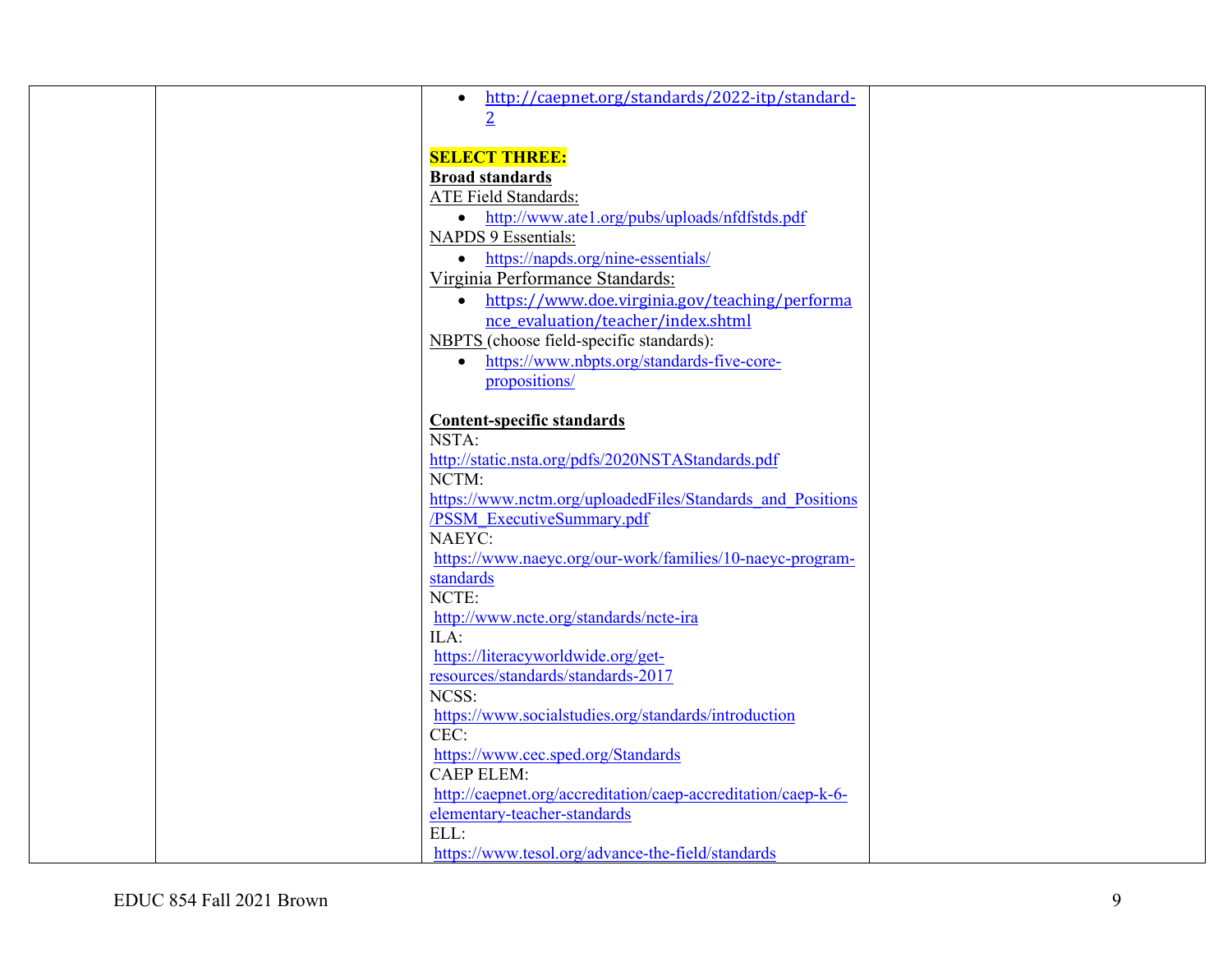| | | • http://caepnet.org/standards/2022-itp/standard-2<br><br>**SELECT THREE:**<br>**Broad standards**<br>ATE Field Standards:<br>• http://www.ate1.org/pubs/uploads/nfdfstds.pdf<br>NAPDS 9 Essentials:<br>• https://napds.org/nine-essentials/<br>Virginia Performance Standards:<br>• https://www.doe.virginia.gov/teaching/performance_evaluation/teacher/index.shtml<br>NBPTS (choose field-specific standards):<br>• https://www.nbpts.org/standards-five-core-propositions/<br><br>**Content-specific standards**<br>NSTA:<br>http://static.nsta.org/pdfs/2020NSTAStandards.pdf<br>NCTM:<br>https://www.nctm.org/uploadedFiles/Standards_and_Positions/PSSM_ExecutiveSummary.pdf<br>NAEYC:<br>https://www.naeyc.org/our-work/families/10-naeyc-program-standards<br>NCTE:<br>http://www.ncte.org/standards/ncte-ira<br>ILA:<br>https://literacyworldwide.org/get-resources/standards/standards-2017<br>NCSS:<br>https://www.socialstudies.org/standards/introduction<br>CEC:<br>https://www.cec.sped.org/Standards<br>CAEP ELEM:<br>http://caepnet.org/accreditation/caep-accreditation/caep-k-6-elementary-teacher-standards<br>ELL:<br>https://www.tesol.org/advance-the-field/standards | |
|---|---|---|---|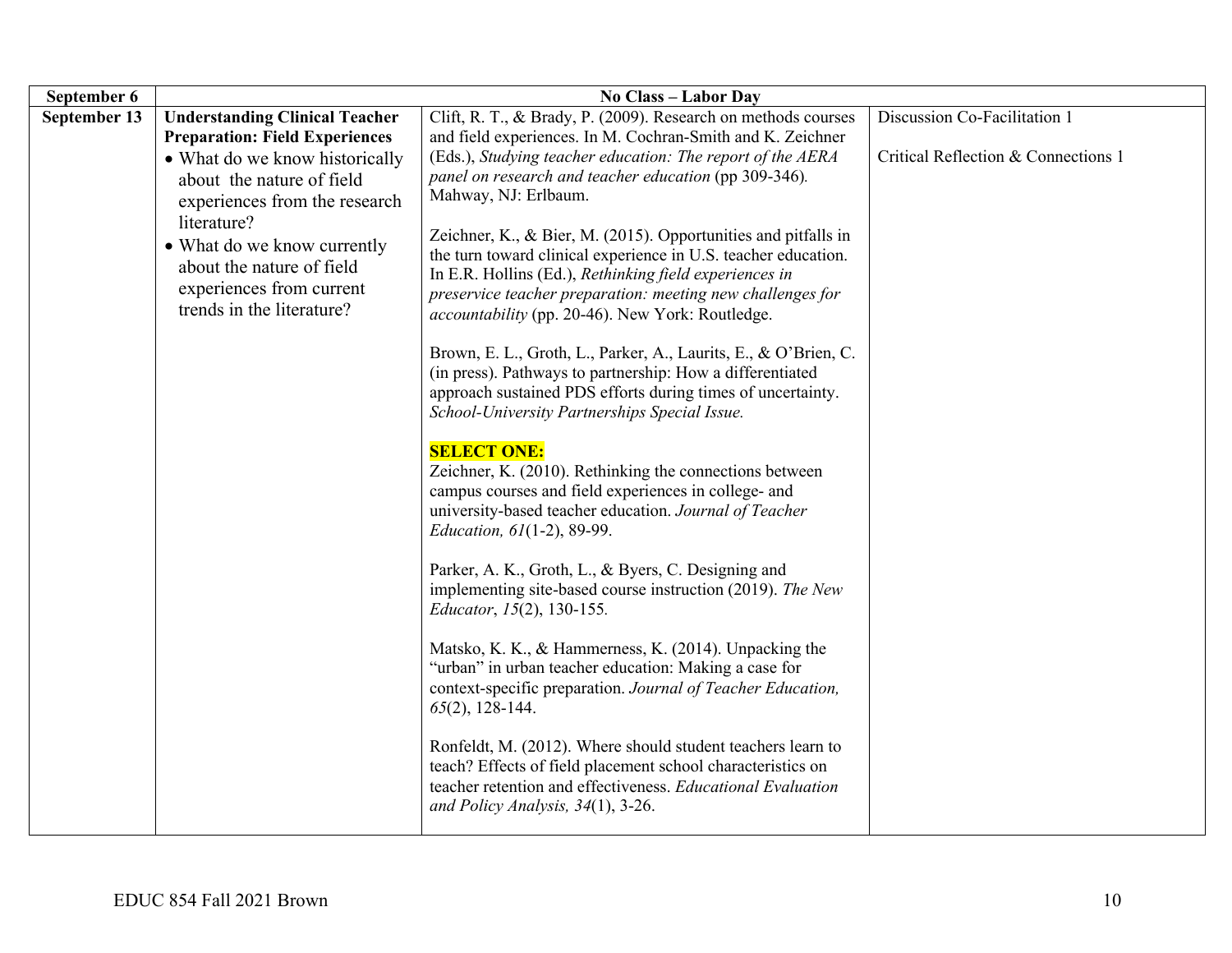| September 6 | No Class – Labor Day | | |
|---|---|---|---|
| September 13 | **Understanding Clinical Teacher Preparation: Field Experiences**<br>• What do we know historically about the nature of field experiences from the research literature?<br>• What do we know currently about the nature of field experiences from current trends in the literature? | Clift, R. T., & Brady, P. (2009). Research on methods courses and field experiences. In M. Cochran-Smith and K. Zeichner (Eds.), *Studying teacher education: The report of the AERA panel on research and teacher education* (pp 309-346). Mahway, NJ: Erlbaum.<br><br>Zeichner, K., & Bier, M. (2015). Opportunities and pitfalls in the turn toward clinical experience in U.S. teacher education. In E.R. Hollins (Ed.), *Rethinking field experiences in preservice teacher preparation: meeting new challenges for accountability* (pp. 20-46). New York: Routledge.<br><br>Brown, E. L., Groth, L., Parker, A., Laurits, E., & O'Brien, C. (in press). Pathways to partnership: How a differentiated approach sustained PDS efforts during times of uncertainty. *School-University Partnerships Special Issue.*<br><br>**SELECT ONE:**<br>Zeichner, K. (2010). Rethinking the connections between campus courses and field experiences in college- and university-based teacher education. *Journal of Teacher Education, 61*(1-2), 89-99.<br><br>Parker, A. K., Groth, L., & Byers, C. Designing and implementing site-based course instruction (2019). *The New Educator*, *15*(2), 130-155.<br><br>Matsko, K. K., & Hammerness, K. (2014). Unpacking the "urban" in urban teacher education: Making a case for context-specific preparation. *Journal of Teacher Education, 65*(2), 128-144.<br><br>Ronfeldt, M. (2012). Where should student teachers learn to teach? Effects of field placement school characteristics on teacher retention and effectiveness. *Educational Evaluation and Policy Analysis, 34*(1), 3-26. | Discussion Co-Facilitation 1<br><br>Critical Reflection & Connections 1 |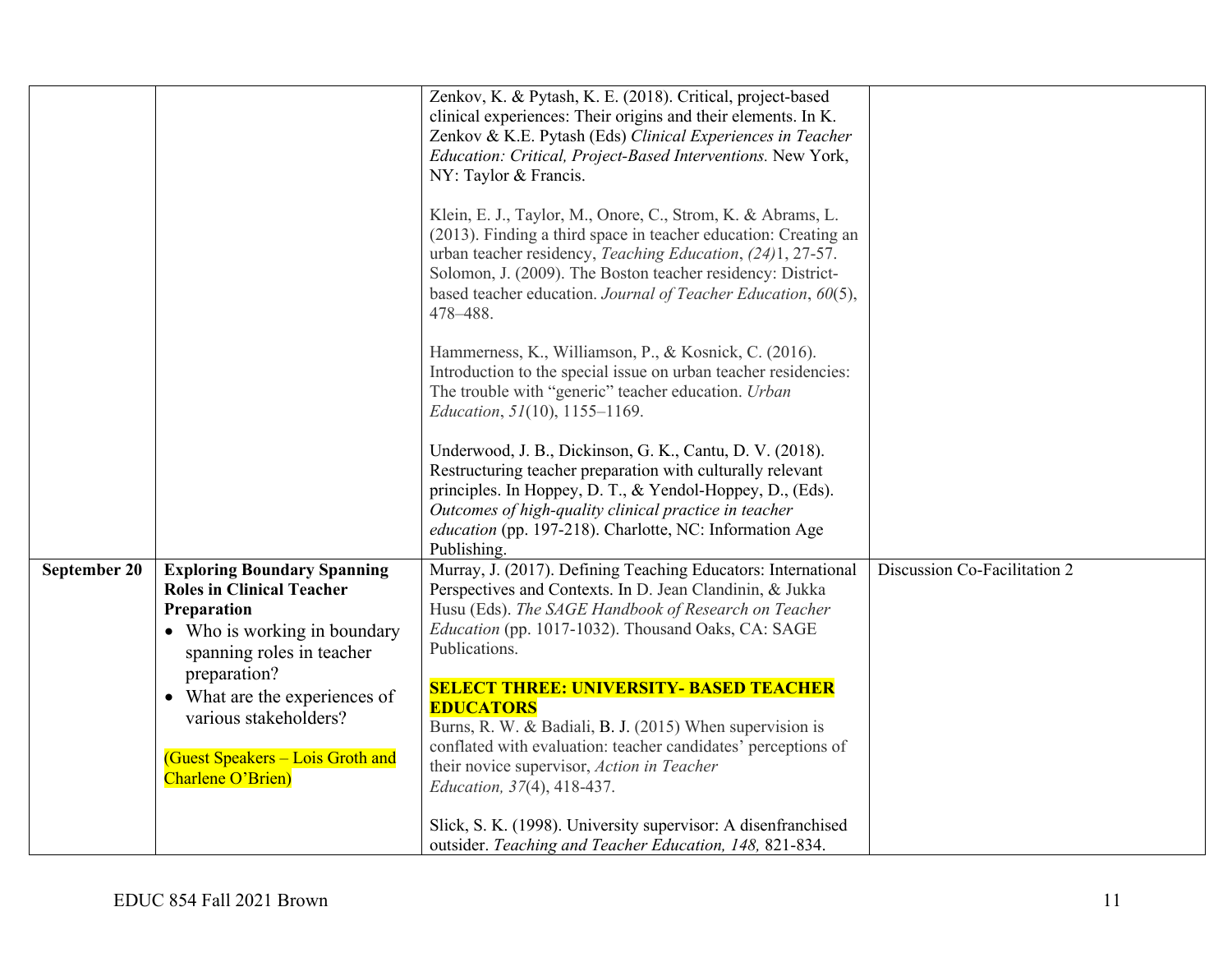|  |  |  |  |
|---|---|---|---|
|  |  | Zenkov, K. & Pytash, K. E. (2018). Critical, project-based clinical experiences: Their origins and their elements. In K. Zenkov & K.E. Pytash (Eds) *Clinical Experiences in Teacher Education: Critical, Project-Based Interventions.* New York, NY: Taylor & Francis.<br><br>Klein, E. J., Taylor, M., Onore, C., Strom, K. & Abrams, L. (2013). Finding a third space in teacher education: Creating an urban teacher residency, *Teaching Education*, *(24)*1, 27-57. Solomon, J. (2009). The Boston teacher residency: District-based teacher education. *Journal of Teacher Education*, *60*(5), 478–488.<br><br>Hammerness, K., Williamson, P., & Kosnick, C. (2016). Introduction to the special issue on urban teacher residencies: The trouble with "generic" teacher education. *Urban Education*, *51*(10), 1155–1169.<br><br>Underwood, J. B., Dickinson, G. K., Cantu, D. V. (2018). Restructuring teacher preparation with culturally relevant principles. In Hoppey, D. T., & Yendol-Hoppey, D., (Eds). *Outcomes of high-quality clinical practice in teacher education* (pp. 197-218). Charlotte, NC: Information Age Publishing. |  |
| **September 20** | **Exploring Boundary Spanning Roles in Clinical Teacher Preparation**<br>• Who is working in boundary spanning roles in teacher preparation?<br>• What are the experiences of various stakeholders?<br><br>(Guest Speakers – Lois Groth and Charlene O'Brien) | Murray, J. (2017). Defining Teaching Educators: International Perspectives and Contexts. In D. Jean Clandinin, & Jukka Husu (Eds). *The SAGE Handbook of Research on Teacher Education* (pp. 1017-1032). Thousand Oaks, CA: SAGE Publications.<br><br>**SELECT THREE: UNIVERSITY- BASED TEACHER EDUCATORS**<br>Burns, R. W. & Badiali, B. J. (2015) When supervision is conflated with evaluation: teacher candidates' perceptions of their novice supervisor, *Action in Teacher Education, 37*(4), 418-437.<br><br>Slick, S. K. (1998). University supervisor: A disenfranchised outsider. *Teaching and Teacher Education, 148,* 821-834. | Discussion Co-Facilitation 2 |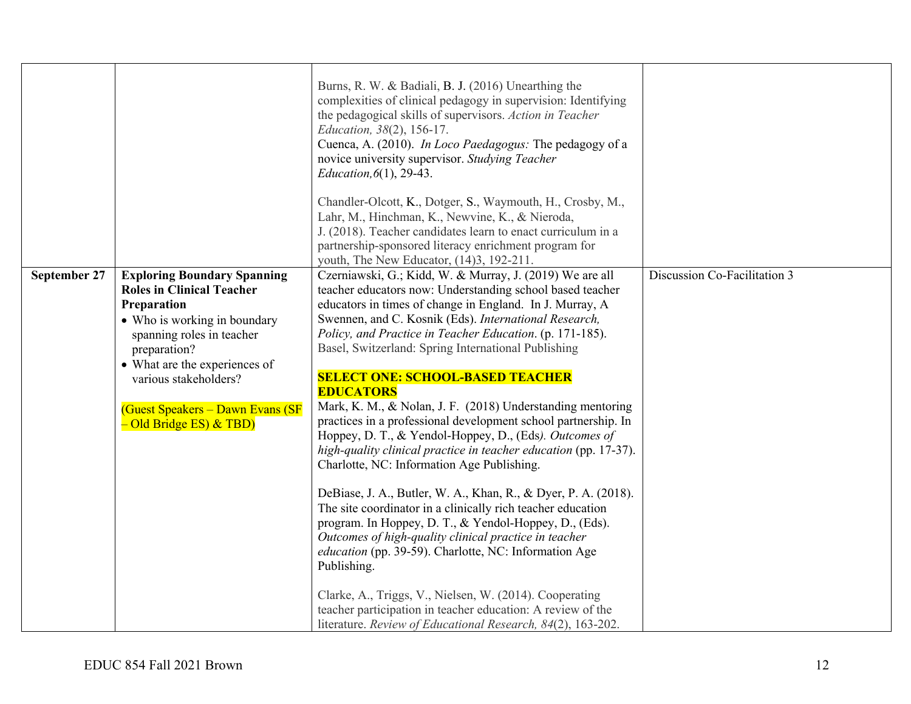| | | | |
|---|---|---|---|
| | | Burns, R. W. & Badiali, B. J. (2016) Unearthing the complexities of clinical pedagogy in supervision: Identifying the pedagogical skills of supervisors. *Action in Teacher Education, 38*(2), 156-17.<br>Cuenca, A. (2010). *In Loco Paedagogus:* The pedagogy of a novice university supervisor. *Studying Teacher Education,6*(1), 29-43.<br><br>Chandler-Olcott, K., Dotger, S., Waymouth, H., Crosby, M., Lahr, M., Hinchman, K., Newvine, K., & Nieroda, J. (2018). Teacher candidates learn to enact curriculum in a partnership-sponsored literacy enrichment program for youth, The New Educator, (14)3, 192-211. | |
| **September 27** | **Exploring Boundary Spanning Roles in Clinical Teacher Preparation**<br>• Who is working in boundary spanning roles in teacher preparation?<br>• What are the experiences of various stakeholders?<br><br>(Guest Speakers – Dawn Evans (SF – Old Bridge ES) & TBD) | Czerniawski, G.; Kidd, W. & Murray, J. (2019) We are all teacher educators now: Understanding school based teacher educators in times of change in England. In J. Murray, A Swennen, and C. Kosnik (Eds). *International Research, Policy, and Practice in Teacher Education*. (p. 171-185). Basel, Switzerland: Spring International Publishing<br><br>**SELECT ONE: SCHOOL-BASED TEACHER EDUCATORS**<br>Mark, K. M., & Nolan, J. F. (2018) Understanding mentoring practices in a professional development school partnership. In Hoppey, D. T., & Yendol-Hoppey, D., (Eds*). Outcomes of high-quality clinical practice in teacher education* (pp. 17-37). Charlotte, NC: Information Age Publishing.<br><br>DeBiase, J. A., Butler, W. A., Khan, R., & Dyer, P. A. (2018). The site coordinator in a clinically rich teacher education program. In Hoppey, D. T., & Yendol-Hoppey, D., (Eds). *Outcomes of high-quality clinical practice in teacher education* (pp. 39-59). Charlotte, NC: Information Age Publishing.<br><br>Clarke, A., Triggs, V., Nielsen, W. (2014). Cooperating teacher participation in teacher education: A review of the literature. *Review of Educational Research, 84*(2), 163-202. | Discussion Co-Facilitation 3 |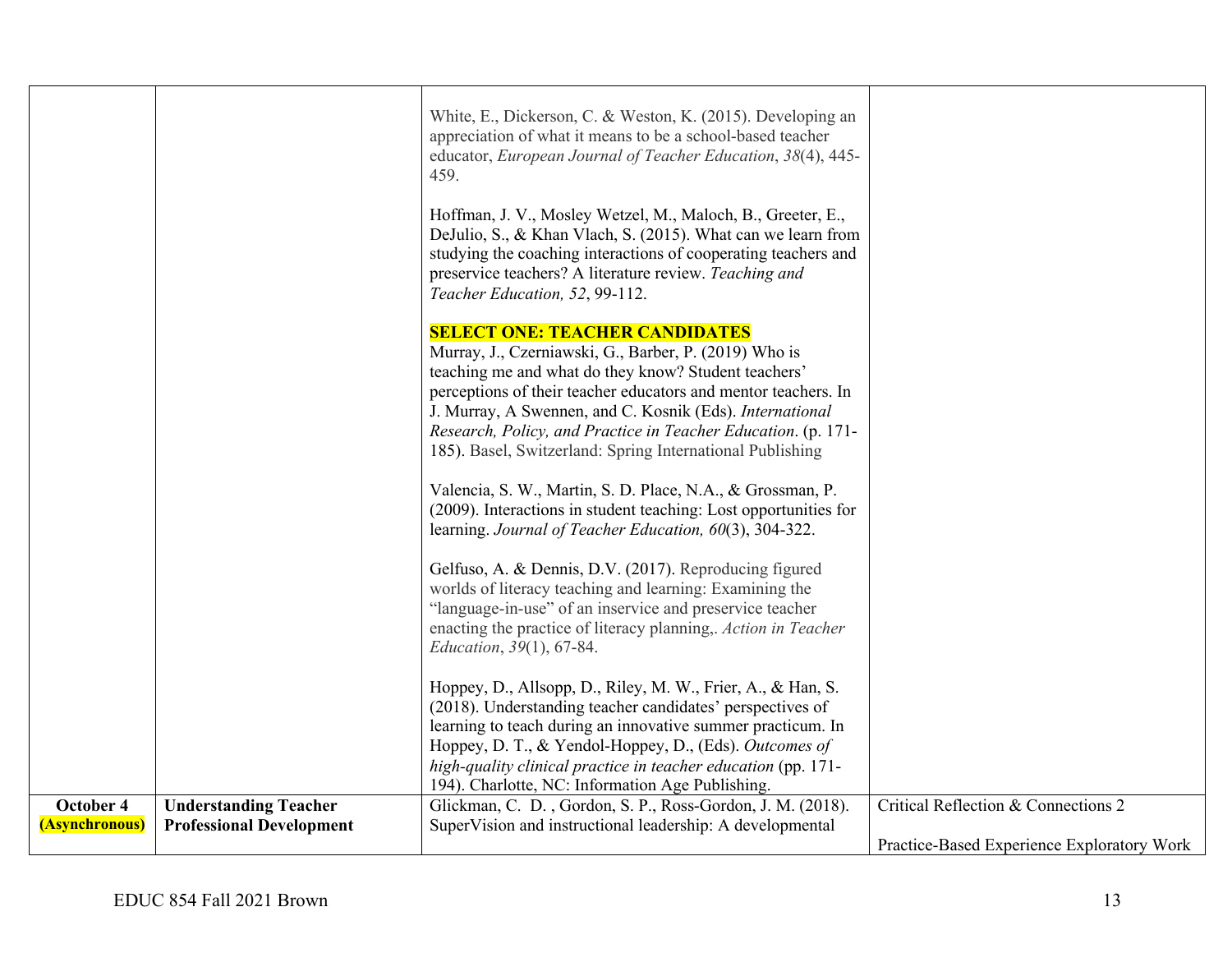| | | | |
|---|---|---|---|
| | | White, E., Dickerson, C. & Weston, K. (2015). Developing an appreciation of what it means to be a school-based teacher educator, *European Journal of Teacher Education*, *38*(4), 445-459.<br><br>Hoffman, J. V., Mosley Wetzel, M., Maloch, B., Greeter, E., DeJulio, S., & Khan Vlach, S. (2015). What can we learn from studying the coaching interactions of cooperating teachers and preservice teachers? A literature review. *Teaching and Teacher Education, 52*, 99-112.<br><br>**SELECT ONE: TEACHER CANDIDATES**<br>Murray, J., Czerniawski, G., Barber, P. (2019) Who is teaching me and what do they know? Student teachers' perceptions of their teacher educators and mentor teachers. In J. Murray, A Swennen, and C. Kosnik (Eds). *International Research, Policy, and Practice in Teacher Education*. (p. 171-185). Basel, Switzerland: Spring International Publishing<br><br>Valencia, S. W., Martin, S. D. Place, N.A., & Grossman, P. (2009). Interactions in student teaching: Lost opportunities for learning. *Journal of Teacher Education, 60*(3), 304-322.<br><br>Gelfuso, A. & Dennis, D.V. (2017). Reproducing figured worlds of literacy teaching and learning: Examining the "language-in-use" of an inservice and preservice teacher enacting the practice of literacy planning,. *Action in Teacher Education*, *39*(1), 67-84.<br><br>Hoppey, D., Allsopp, D., Riley, M. W., Frier, A., & Han, S. (2018). Understanding teacher candidates' perspectives of learning to teach during an innovative summer practicum. In Hoppey, D. T., & Yendol-Hoppey, D., (Eds). *Outcomes of high-quality clinical practice in teacher education* (pp. 171-194). Charlotte, NC: Information Age Publishing. | |
| **October 4 (Asynchronous)** | **Understanding Teacher Professional Development** | Glickman, C. D. , Gordon, S. P., Ross-Gordon, J. M. (2018). SuperVision and instructional leadership: A developmental | Critical Reflection & Connections 2<br><br>Practice-Based Experience Exploratory Work |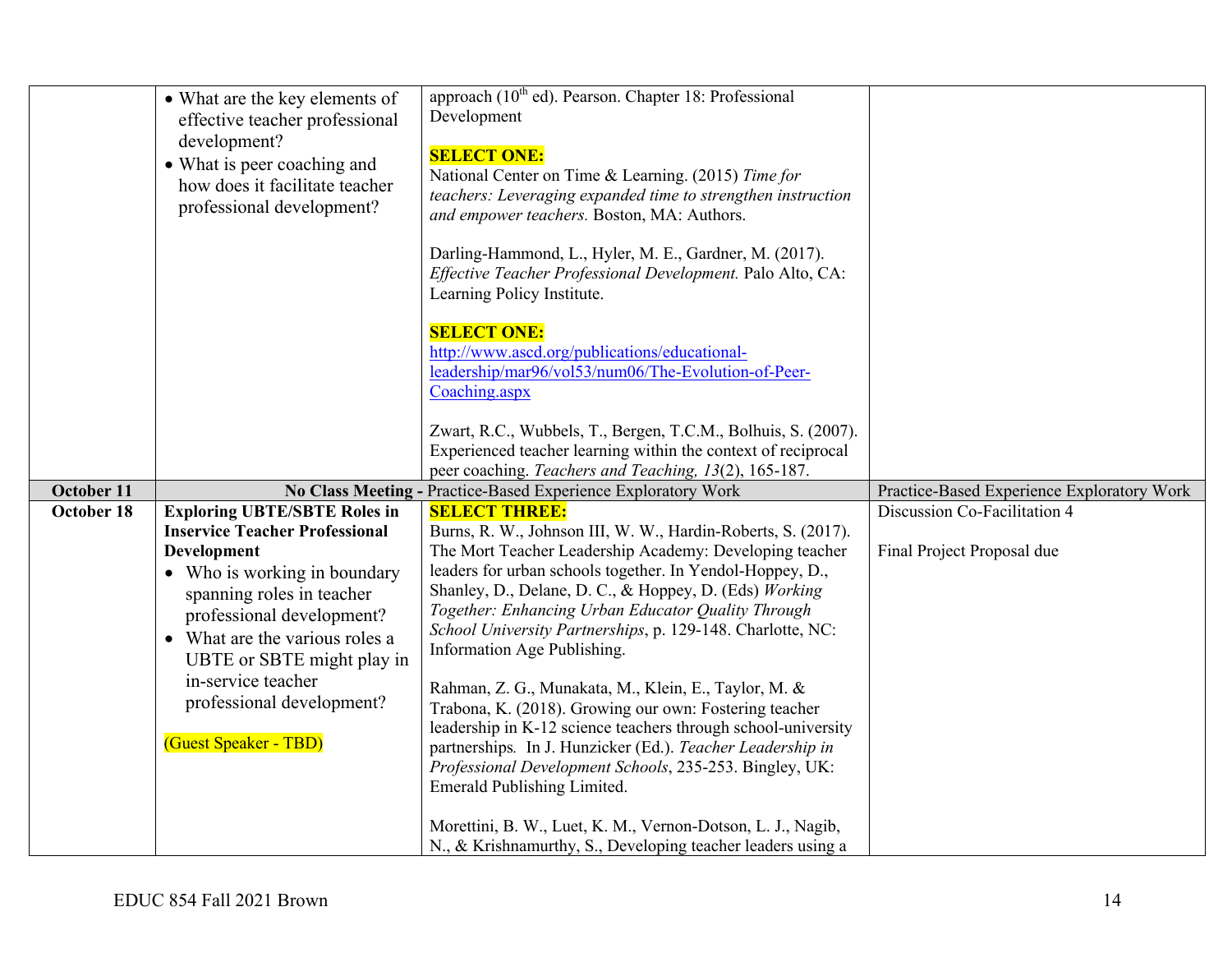| | | | |
|---|---|---|---|
| | • What are the key elements of effective teacher professional development?<br>• What is peer coaching and how does it facilitate teacher professional development? | approach (10th ed). Pearson. Chapter 18: Professional Development<br><br>**SELECT ONE:**<br>National Center on Time & Learning. (2015) *Time for teachers: Leveraging expanded time to strengthen instruction and empower teachers.* Boston, MA: Authors.<br><br>Darling-Hammond, L., Hyler, M. E., Gardner, M. (2017). *Effective Teacher Professional Development.* Palo Alto, CA: Learning Policy Institute.<br><br>**SELECT ONE:**<br>http://www.ascd.org/publications/educational-leadership/mar96/vol53/num06/The-Evolution-of-Peer-Coaching.aspx<br><br>Zwart, R.C., Wubbels, T., Bergen, T.C.M., Bolhuis, S. (2007). Experienced teacher learning within the context of reciprocal peer coaching. *Teachers and Teaching, 13*(2), 165-187. | |
| **October 11** | **No Class Meeting -** Practice-Based Experience Exploratory Work | | Practice-Based Experience Exploratory Work |
| **October 18** | **Exploring UBTE/SBTE Roles in Inservice Teacher Professional Development**<br>• Who is working in boundary spanning roles in teacher professional development?<br>• What are the various roles a UBTE or SBTE might play in in-service teacher professional development?<br><br>(Guest Speaker - TBD) | **SELECT THREE:**<br>Burns, R. W., Johnson III, W. W., Hardin-Roberts, S. (2017). The Mort Teacher Leadership Academy: Developing teacher leaders for urban schools together. In Yendol-Hoppey, D., Shanley, D., Delane, D. C., & Hoppey, D. (Eds) *Working Together: Enhancing Urban Educator Quality Through School University Partnerships*, p. 129-148. Charlotte, NC: Information Age Publishing.<br><br>Rahman, Z. G., Munakata, M., Klein, E., Taylor, M. & Trabona, K. (2018). Growing our own: Fostering teacher leadership in K-12 science teachers through school-university partnerships. In J. Hunzicker (Ed.). *Teacher Leadership in Professional Development Schools*, 235-253. Bingley, UK: Emerald Publishing Limited.<br><br>Morettini, B. W., Luet, K. M., Vernon-Dotson, L. J., Nagib, N., & Krishnamurthy, S., Developing teacher leaders using a | Discussion Co-Facilitation 4<br><br>Final Project Proposal due |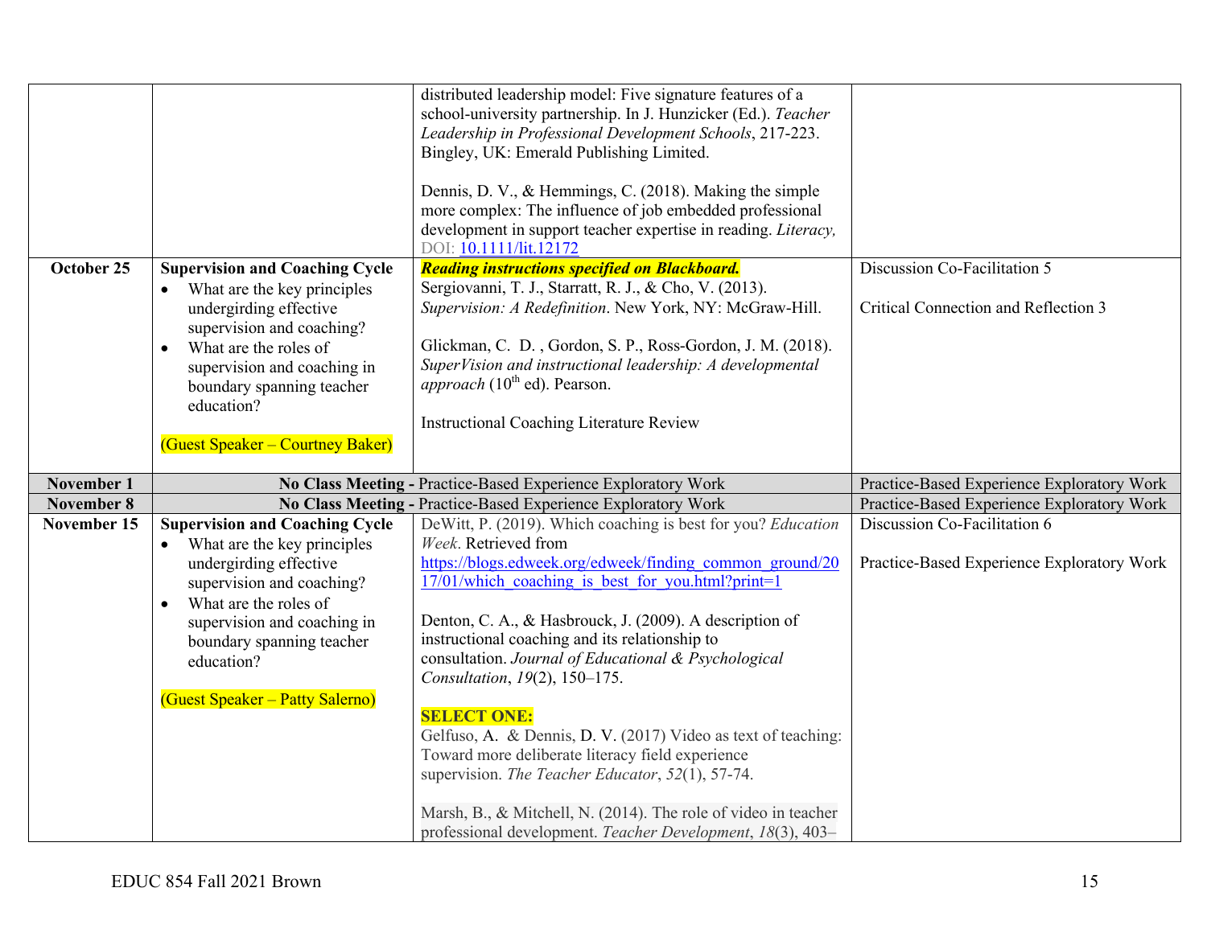| | | | |
|---|---|---|---|
| | | distributed leadership model: Five signature features of a school-university partnership. In J. Hunzicker (Ed.). *Teacher Leadership in Professional Development Schools*, 217-223. Bingley, UK: Emerald Publishing Limited.<br><br>Dennis, D. V., & Hemmings, C. (2018). Making the simple more complex: The influence of job embedded professional development in support teacher expertise in reading. *Literacy,* DOI: [10.1111/lit.12172](https://doi.org/10.1111/lit.12172) | |
| **October 25** | **Supervision and Coaching Cycle**<br>• What are the key principles undergirding effective supervision and coaching?<br>• What are the roles of supervision and coaching in boundary spanning teacher education?<br><br>(Guest Speaker – Courtney Baker) | ***Reading instructions specified on Blackboard.***<br>Sergiovanni, T. J., Starratt, R. J., & Cho, V. (2013). *Supervision: A Redefinition*. New York, NY: McGraw-Hill.<br><br>Glickman, C. D. , Gordon, S. P., Ross-Gordon, J. M. (2018). *SuperVision and instructional leadership: A developmental approach* (10th ed). Pearson.<br><br>Instructional Coaching Literature Review | Discussion Co-Facilitation 5<br><br>Critical Connection and Reflection 3 |
| **November 1** | **No Class Meeting -** Practice-Based Experience Exploratory Work | | Practice-Based Experience Exploratory Work |
| **November 8** | **No Class Meeting -** Practice-Based Experience Exploratory Work | | Practice-Based Experience Exploratory Work |
| **November 15** | **Supervision and Coaching Cycle**<br>• What are the key principles undergirding effective supervision and coaching?<br>• What are the roles of supervision and coaching in boundary spanning teacher education?<br><br>(Guest Speaker – Patty Salerno) | DeWitt, P. (2019). Which coaching is best for you? *Education Week*. Retrieved from [https://blogs.edweek.org/edweek/finding_common_ground/2017/01/which_coaching_is_best_for_you.html?print=1](https://blogs.edweek.org/edweek/finding_common_ground/2017/01/which_coaching_is_best_for_you.html?print=1)<br><br>Denton, C. A., & Hasbrouck, J. (2009). A description of instructional coaching and its relationship to consultation. *Journal of Educational & Psychological Consultation*, *19*(2), 150–175.<br><br>**SELECT ONE:**<br>Gelfuso, A. & Dennis, D. V. (2017) Video as text of teaching: Toward more deliberate literacy field experience supervision. *The Teacher Educator*, *52*(1), 57-74.<br><br>Marsh, B., & Mitchell, N. (2014). The role of video in teacher professional development. *Teacher Development*, *18*(3), 403– | Discussion Co-Facilitation 6<br><br>Practice-Based Experience Exploratory Work |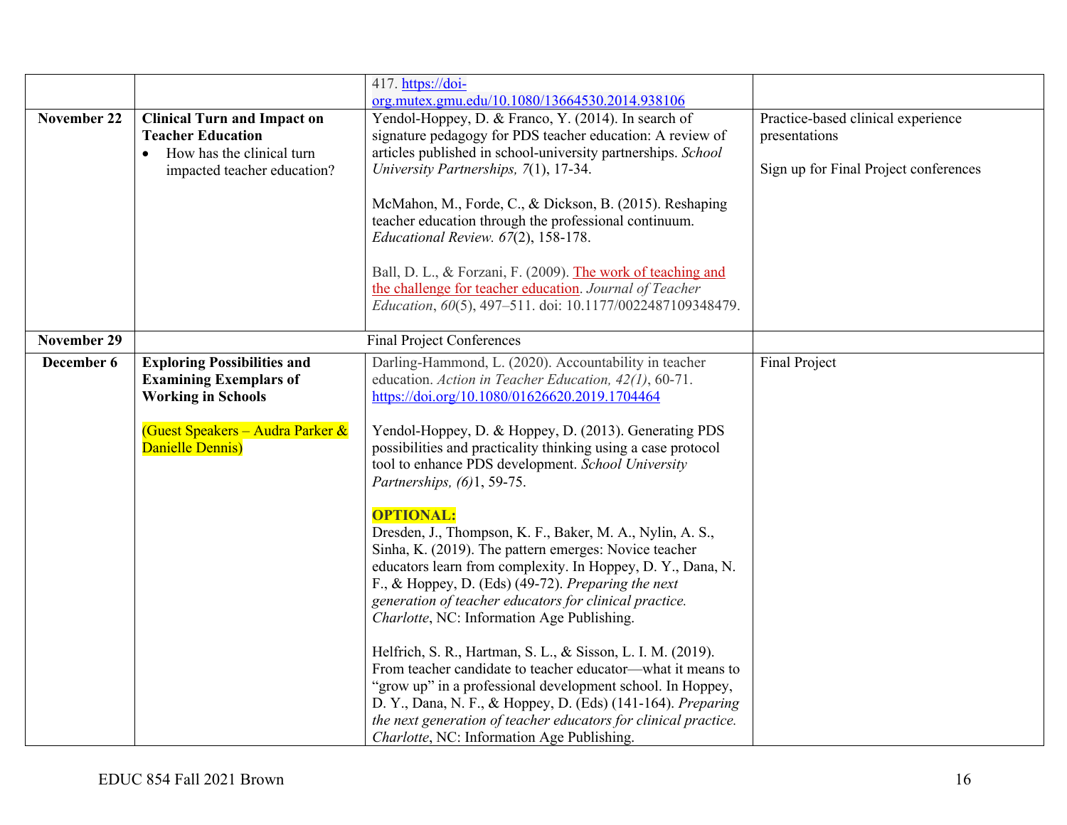| | | | |
|---|---|---|---|
| | | 417. https://doi-org.mutex.gmu.edu/10.1080/13664530.2014.938106 | |
| **November 22** | **Clinical Turn and Impact on Teacher Education**<br>• How has the clinical turn impacted teacher education? | Yendol-Hoppey, D. & Franco, Y. (2014). In search of signature pedagogy for PDS teacher education: A review of articles published in school-university partnerships. *School University Partnerships, 7*(1), 17-34.<br><br>McMahon, M., Forde, C., & Dickson, B. (2015). Reshaping teacher education through the professional continuum. *Educational Review. 67*(2), 158-178.<br><br>Ball, D. L., & Forzani, F. (2009). The work of teaching and the challenge for teacher education. *Journal of Teacher Education*, *60*(5), 497–511. doi: 10.1177/0022487109348479. | Practice-based clinical experience presentations<br><br>Sign up for Final Project conferences |
| **November 29** | | Final Project Conferences | |
| **December 6** | **Exploring Possibilities and Examining Exemplars of Working in Schools**<br><br>(Guest Speakers – Audra Parker & Danielle Dennis) | Darling-Hammond, L. (2020). Accountability in teacher education. *Action in Teacher Education, 42(1)*, 60-71. https://doi.org/10.1080/01626620.2019.1704464<br><br>Yendol-Hoppey, D. & Hoppey, D. (2013). Generating PDS possibilities and practicality thinking using a case protocol tool to enhance PDS development. *School University Partnerships, (6)*1, 59-75.<br><br>**OPTIONAL:**<br>Dresden, J., Thompson, K. F., Baker, M. A., Nylin, A. S., Sinha, K. (2019). The pattern emerges: Novice teacher educators learn from complexity. In Hoppey, D. Y., Dana, N. F., & Hoppey, D. (Eds) (49-72). *Preparing the next generation of teacher educators for clinical practice. Charlotte*, NC: Information Age Publishing.<br><br>Helfrich, S. R., Hartman, S. L., & Sisson, L. I. M. (2019). From teacher candidate to teacher educator—what it means to "grow up" in a professional development school. In Hoppey, D. Y., Dana, N. F., & Hoppey, D. (Eds) (141-164). *Preparing the next generation of teacher educators for clinical practice. Charlotte*, NC: Information Age Publishing. | Final Project |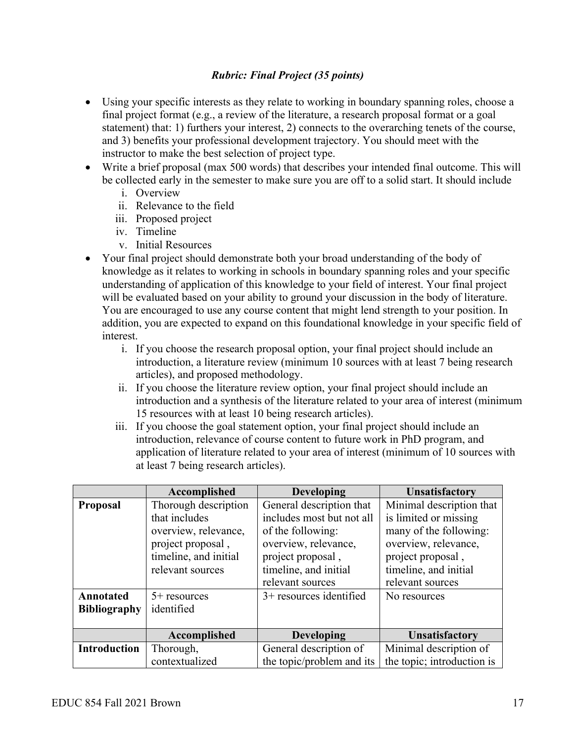***Rubric: Final Project (35 points)***

- Using your specific interests as they relate to working in boundary spanning roles, choose a final project format (e.g., a review of the literature, a research proposal format or a goal statement) that: 1) furthers your interest, 2) connects to the overarching tenets of the course, and 3) benefits your professional development trajectory. You should meet with the instructor to make the best selection of project type.
- Write a brief proposal (max 500 words) that describes your intended final outcome. This will be collected early in the semester to make sure you are off to a solid start. It should include
    1. Overview
    2. Relevance to the field
    3. Proposed project
    4. Timeline
    5. Initial Resources
- Your final project should demonstrate both your broad understanding of the body of knowledge as it relates to working in schools in boundary spanning roles and your specific understanding of application of this knowledge to your field of interest. Your final project will be evaluated based on your ability to ground your discussion in the body of literature. You are encouraged to use any course content that might lend strength to your position. In addition, you are expected to expand on this foundational knowledge in your specific field of interest.
    1. If you choose the research proposal option, your final project should include an introduction, a literature review (minimum 10 sources with at least 7 being research articles), and proposed methodology.
    2. If you choose the literature review option, your final project should include an introduction and a synthesis of the literature related to your area of interest (minimum 15 resources with at least 10 being research articles).
    3. If you choose the goal statement option, your final project should include an introduction, relevance of course content to future work in PhD program, and application of literature related to your area of interest (minimum of 10 sources with at least 7 being research articles).

| | Accomplished | Developing | Unsatisfactory |
|---|---|---|---|
| **Proposal** | Thorough description that includes overview, relevance, project proposal , timeline, and initial relevant sources | General description that includes most but not all of the following: overview, relevance, project proposal , timeline, and initial relevant sources | Minimal description that is limited or missing many of the following: overview, relevance, project proposal , timeline, and initial relevant sources |
| **Annotated Bibliography** | 5+ resources identified | 3+ resources identified | No resources |
| | **Accomplished** | **Developing** | **Unsatisfactory** |
| **Introduction** | Thorough, contextualized | General description of the topic/problem and its | Minimal description of the topic; introduction is |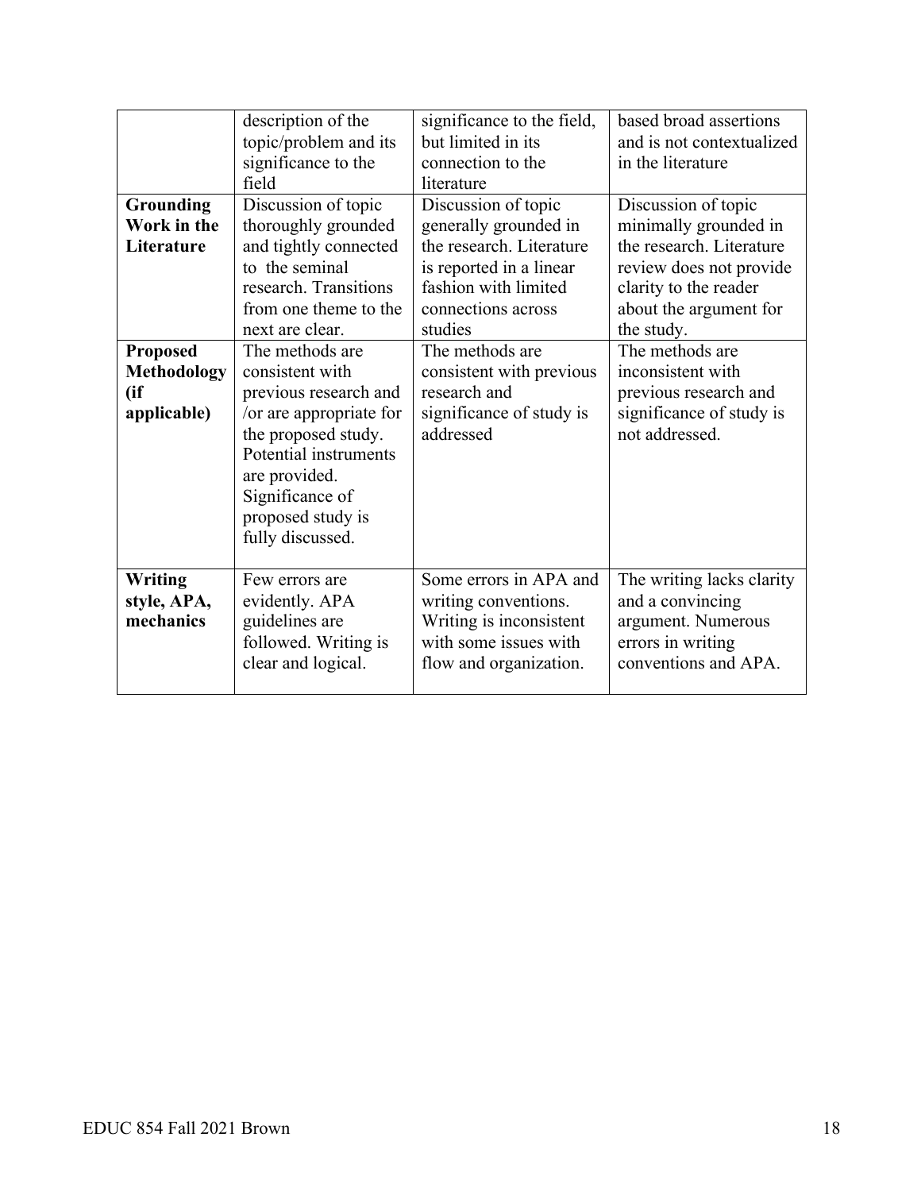| | | | |
|---|---|---|---|
| | description of the topic/problem and its significance to the field | significance to the field, but limited in its connection to the literature | based broad assertions and is not contextualized in the literature |
| **Grounding Work in the Literature** | Discussion of topic thoroughly grounded and tightly connected to the seminal research. Transitions from one theme to the next are clear. | Discussion of topic generally grounded in the research. Literature is reported in a linear fashion with limited connections across studies | Discussion of topic minimally grounded in the research. Literature review does not provide clarity to the reader about the argument for the study. |
| **Proposed Methodology (if applicable)** | The methods are consistent with previous research and /or are appropriate for the proposed study. Potential instruments are provided. Significance of proposed study is fully discussed. | The methods are consistent with previous research and significance of study is addressed | The methods are inconsistent with previous research and significance of study is not addressed. |
| **Writing style, APA, mechanics** | Few errors are evidently. APA guidelines are followed. Writing is clear and logical. | Some errors in APA and writing conventions. Writing is inconsistent with some issues with flow and organization. | The writing lacks clarity and a convincing argument. Numerous errors in writing conventions and APA. |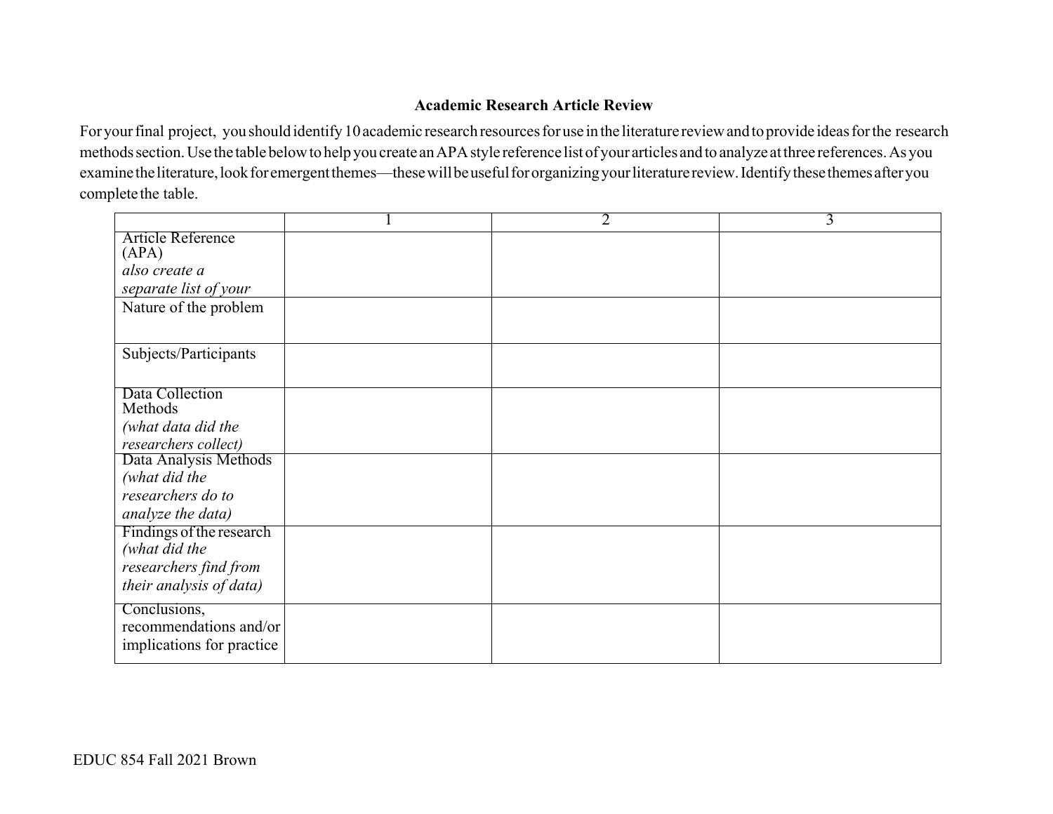**Academic Research Article Review**

For your final project, you should identify 10 academic research resources for use in the literature review and to provide ideas for the research methods section. Use the table below to help you create an APA style reference list of your articles and to analyze at three references. As you examine the literature, look for emergent themes—these will be useful for organizing your literature review. Identify these themes after you complete the table.

| | 1 | 2 | 3 |
|---|---|---|---|
| Article Reference (APA) *also create a separate list of your* | | | |
| Nature of the problem | | | |
| Subjects/Participants | | | |
| Data Collection Methods *(what data did the researchers collect)* | | | |
| Data Analysis Methods *(what did the researchers do to analyze the data)* | | | |
| Findings of the research *(what did the researchers find from their analysis of data)* | | | |
| Conclusions, recommendations and/or implications for practice | | | |

EDUC 854 Fall 2021 Brown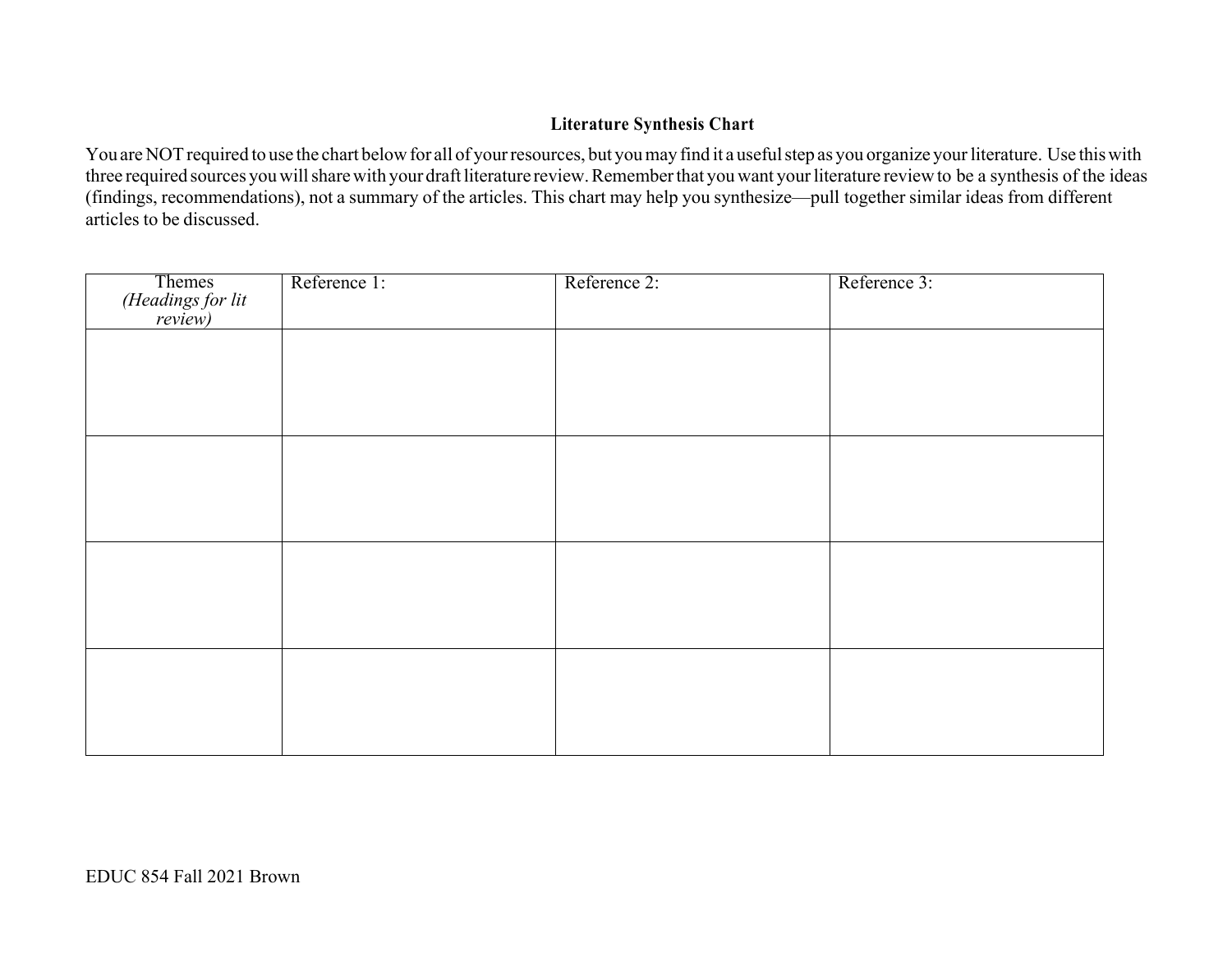**Literature Synthesis Chart**

You are NOT required to use the chart below for all of your resources, but you may find it a useful step as you organize your literature. Use this with three required sources you will share with your draft literature review. Remember that you want your literature review to be a synthesis of the ideas (findings, recommendations), not a summary of the articles. This chart may help you synthesize—pull together similar ideas from different articles to be discussed.

| Themes *(Headings for lit review)* | Reference 1: | Reference 2: | Reference 3: |
|---|---|---|---|
| | | | |
| | | | |
| | | | |
| | | | |

EDUC 854 Fall 2021 Brown